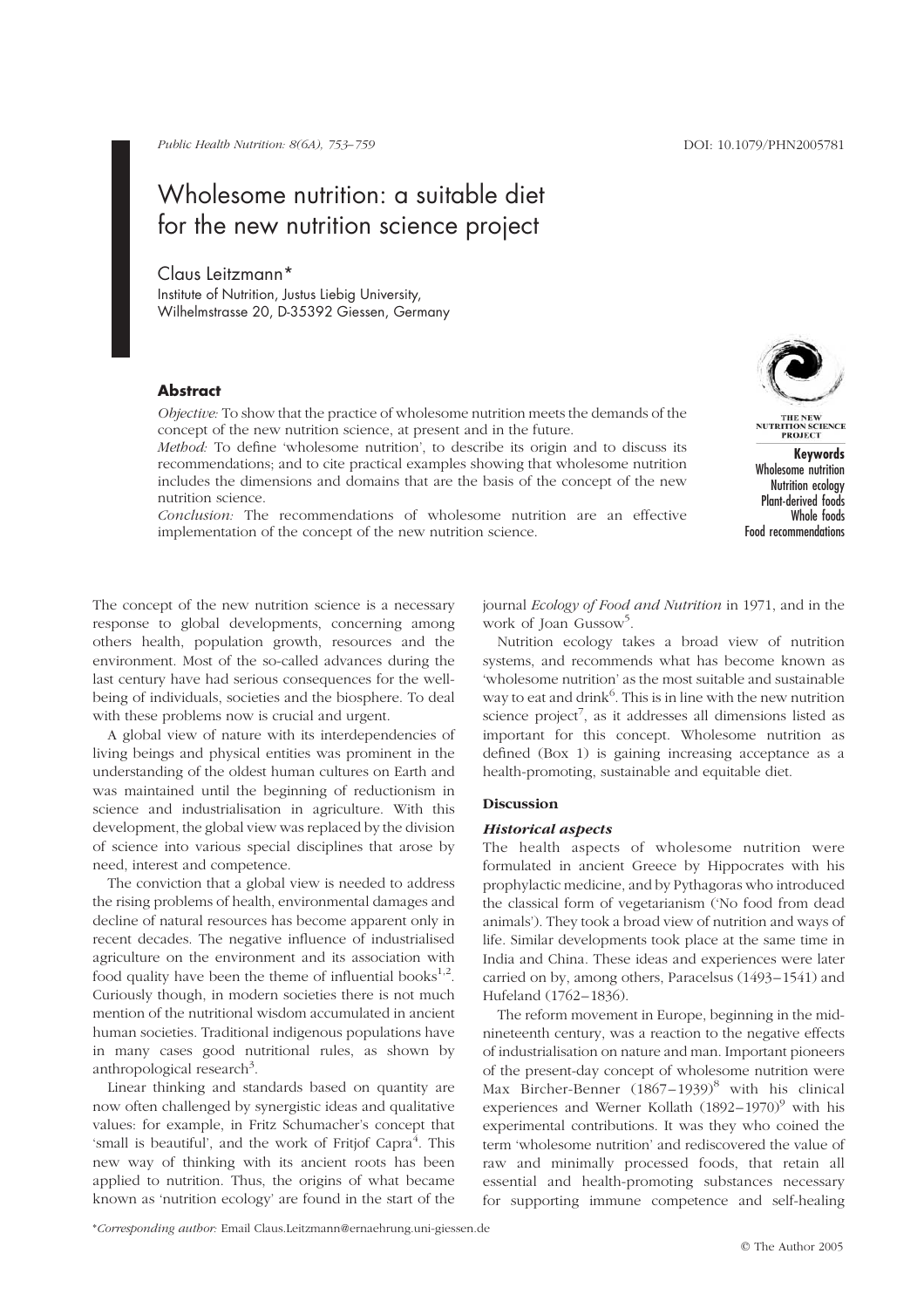# Wholesome nutrition: a suitable diet for the new nutrition science project

Claus Leitzmann*
Institute of Nutrition, Justus Liebig University, Wilhelmstrasse 20, D-35392 Giessen, Germany

## Abstract

*Objective:* To show that the practice of wholesome nutrition meets the demands of the concept of the new nutrition science, at present and in the future.

*Method:* To define 'wholesome nutrition', to describe its origin and to discuss its recommendations; and to cite practical examples showing that wholesome nutrition includes the dimensions and domains that are the basis of the concept of the new nutrition science.

*Conclusion:* The recommendations of wholesome nutrition are an effective implementation of the concept of the new nutrition science.

**Keywords**
Wholesome nutrition
Nutrition ecology
Plant-derived foods
Whole foods
Food recommendations

The concept of the new nutrition science is a necessary response to global developments, concerning among others health, population growth, resources and the environment. Most of the so-called advances during the last century have had serious consequences for the well-being of individuals, societies and the biosphere. To deal with these problems now is crucial and urgent.

A global view of nature with its interdependencies of living beings and physical entities was prominent in the understanding of the oldest human cultures on Earth and was maintained until the beginning of reductionism in science and industrialisation in agriculture. With this development, the global view was replaced by the division of science into various special disciplines that arose by need, interest and competence.

The conviction that a global view is needed to address the rising problems of health, environmental damages and decline of natural resources has become apparent only in recent decades. The negative influence of industrialised agriculture on the environment and its association with food quality have been the theme of influential books[1,2]. Curiously though, in modern societies there is not much mention of the nutritional wisdom accumulated in ancient human societies. Traditional indigenous populations have in many cases good nutritional rules, as shown by anthropological research[3].

Linear thinking and standards based on quantity are now often challenged by synergistic ideas and qualitative values: for example, in Fritz Schumacher's concept that 'small is beautiful', and the work of Fritjof Capra[4]. This new way of thinking with its ancient roots has been applied to nutrition. Thus, the origins of what became known as 'nutrition ecology' are found in the start of the journal *Ecology of Food and Nutrition* in 1971, and in the work of Joan Gussow[5].

Nutrition ecology takes a broad view of nutrition systems, and recommends what has become known as 'wholesome nutrition' as the most suitable and sustainable way to eat and drink[6]. This is in line with the new nutrition science project[7], as it addresses all dimensions listed as important for this concept. Wholesome nutrition as defined (Box 1) is gaining increasing acceptance as a health-promoting, sustainable and equitable diet.

## Discussion

### Historical aspects

The health aspects of wholesome nutrition were formulated in ancient Greece by Hippocrates with his prophylactic medicine, and by Pythagoras who introduced the classical form of vegetarianism ('No food from dead animals'). They took a broad view of nutrition and ways of life. Similar developments took place at the same time in India and China. These ideas and experiences were later carried on by, among others, Paracelsus (1493–1541) and Hufeland (1762–1836).

The reform movement in Europe, beginning in the mid-nineteenth century, was a reaction to the negative effects of industrialisation on nature and man. Important pioneers of the present-day concept of wholesome nutrition were Max Bircher-Benner (1867–1939)[8] with his clinical experiences and Werner Kollath (1892–1970)[9] with his experimental contributions. It was they who coined the term 'wholesome nutrition' and rediscovered the value of raw and minimally processed foods, that retain all essential and health-promoting substances necessary for supporting immune competence and self-healing

*Corresponding author: Email Claus.Leitzmann@ernaehrung.uni-giessen.de

© The Author 2005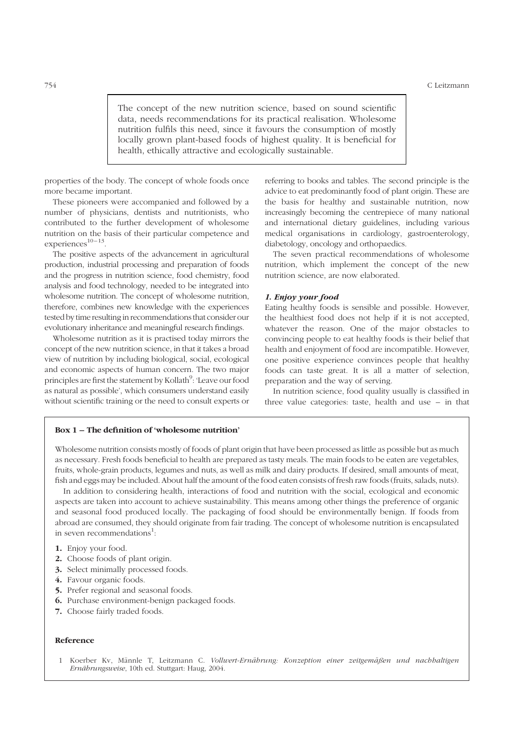> The concept of the new nutrition science, based on sound scientific data, needs recommendations for its practical realisation. Wholesome nutrition fulfils this need, since it favours the consumption of mostly locally grown plant-based foods of highest quality. It is beneficial for health, ethically attractive and ecologically sustainable.

properties of the body. The concept of whole foods once more became important.

These pioneers were accompanied and followed by a number of physicians, dentists and nutritionists, who contributed to the further development of wholesome nutrition on the basis of their particular competence and experiences[10–13].

The positive aspects of the advancement in agricultural production, industrial processing and preparation of foods and the progress in nutrition science, food chemistry, food analysis and food technology, needed to be integrated into wholesome nutrition. The concept of wholesome nutrition, therefore, combines new knowledge with the experiences tested by time resulting in recommendations that consider our evolutionary inheritance and meaningful research findings.

Wholesome nutrition as it is practised today mirrors the concept of the new nutrition science, in that it takes a broad view of nutrition by including biological, social, ecological and economic aspects of human concern. The two major principles are first the statement by Kollath[9]: 'Leave our food as natural as possible', which consumers understand easily without scientific training or the need to consult experts or referring to books and tables. The second principle is the advice to eat predominantly food of plant origin. These are the basis for healthy and sustainable nutrition, now increasingly becoming the centrepiece of many national and international dietary guidelines, including various medical organisations in cardiology, gastroenterology, diabetology, oncology and orthopaedics.

The seven practical recommendations of wholesome nutrition, which implement the concept of the new nutrition science, are now elaborated.

### *1. Enjoy your food*

Eating healthy foods is sensible and possible. However, the healthiest food does not help if it is not accepted, whatever the reason. One of the major obstacles to convincing people to eat healthy foods is their belief that health and enjoyment of food are incompatible. However, one positive experience convinces people that healthy foods can taste great. It is all a matter of selection, preparation and the way of serving.

In nutrition science, food quality usually is classified in three value categories: taste, health and use – in that

---

**Box 1 – The definition of 'wholesome nutrition'**

Wholesome nutrition consists mostly of foods of plant origin that have been processed as little as possible but as much as necessary. Fresh foods beneficial to health are prepared as tasty meals. The main foods to be eaten are vegetables, fruits, whole-grain products, legumes and nuts, as well as milk and dairy products. If desired, small amounts of meat, fish and eggs may be included. About half the amount of the food eaten consists of fresh raw foods (fruits, salads, nuts).

In addition to considering health, interactions of food and nutrition with the social, ecological and economic aspects are taken into account to achieve sustainability. This means among other things the preference of organic and seasonal food produced locally. The packaging of food should be environmentally benign. If foods from abroad are consumed, they should originate from fair trading. The concept of wholesome nutrition is encapsulated in seven recommendations[1]:

1. Enjoy your food.
2. Choose foods of plant origin.
3. Select minimally processed foods.
4. Favour organic foods.
5. Prefer regional and seasonal foods.
6. Purchase environment-benign packaged foods.
7. Choose fairly traded foods.

**Reference**

1 Koerber Kv, Männle T, Leitzmann C. *Vollwert-Ernährung: Konzeption einer zeitgemäßen und nachhaltigen Ernährungsweise*, 10th ed. Stuttgart: Haug, 2004.

---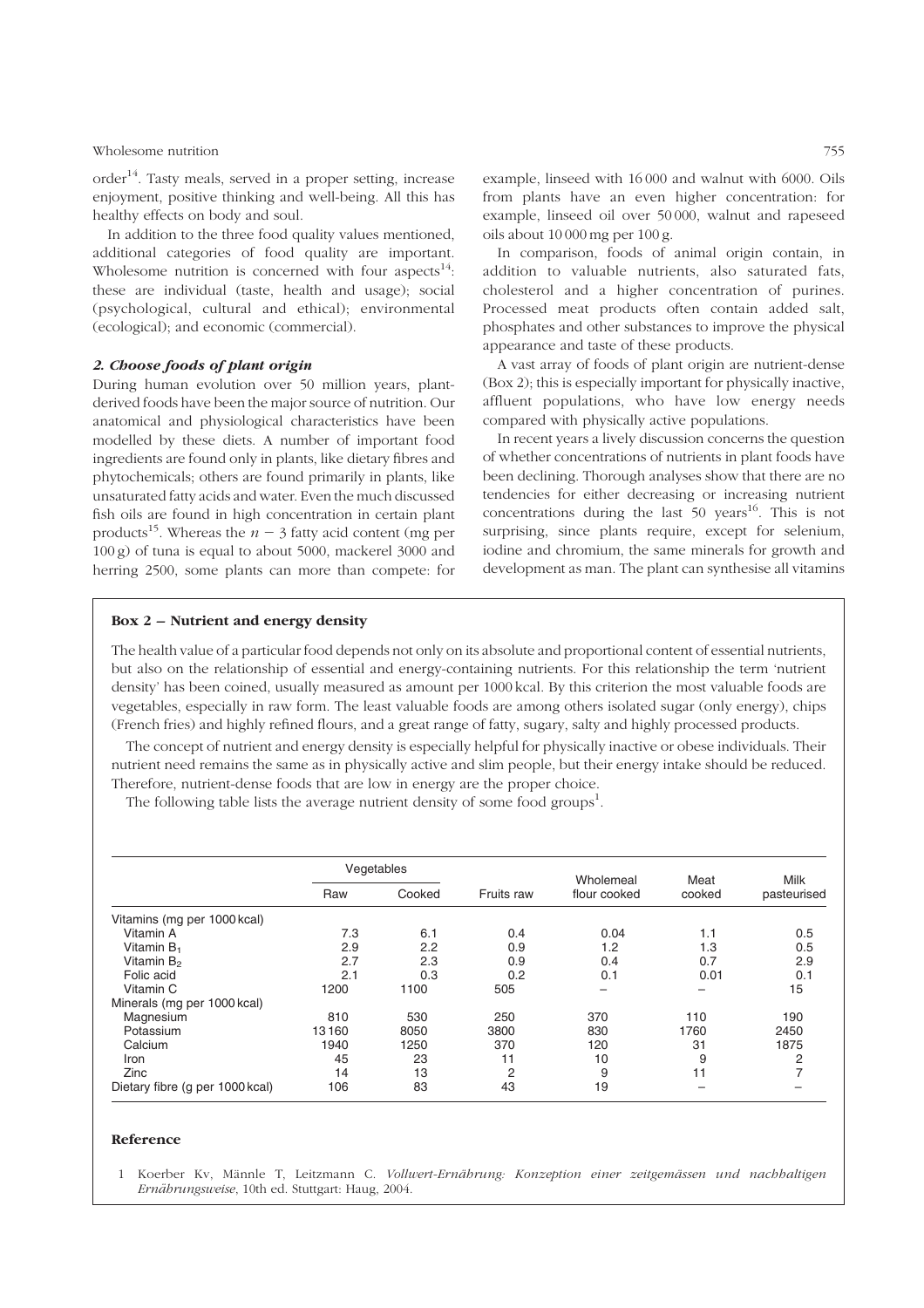order[14]. Tasty meals, served in a proper setting, increase enjoyment, positive thinking and well-being. All this has healthy effects on body and soul.

In addition to the three food quality values mentioned, additional categories of food quality are important. Wholesome nutrition is concerned with four aspects[14]: these are individual (taste, health and usage); social (psychological, cultural and ethical); environmental (ecological); and economic (commercial).

### *2. Choose foods of plant origin*

During human evolution over 50 million years, plant-derived foods have been the major source of nutrition. Our anatomical and physiological characteristics have been modelled by these diets. A number of important food ingredients are found only in plants, like dietary fibres and phytochemicals; others are found primarily in plants, like unsaturated fatty acids and water. Even the much discussed fish oils are found in high concentration in certain plant products[15]. Whereas the $n-3$ fatty acid content (mg per 100 g) of tuna is equal to about 5000, mackerel 3000 and herring 2500, some plants can more than compete: for example, linseed with 16 000 and walnut with 6000. Oils from plants have an even higher concentration: for example, linseed oil over 50 000, walnut and rapeseed oils about 10 000 mg per 100 g.

In comparison, foods of animal origin contain, in addition to valuable nutrients, also saturated fats, cholesterol and a higher concentration of purines. Processed meat products often contain added salt, phosphates and other substances to improve the physical appearance and taste of these products.

A vast array of foods of plant origin are nutrient-dense (Box 2); this is especially important for physically inactive, affluent populations, who have low energy needs compared with physically active populations.

In recent years a lively discussion concerns the question of whether concentrations of nutrients in plant foods have been declining. Thorough analyses show that there are no tendencies for either decreasing or increasing nutrient concentrations during the last 50 years[16]. This is not surprising, since plants require, except for selenium, iodine and chromium, the same minerals for growth and development as man. The plant can synthesise all vitamins

#### Box 2 – Nutrient and energy density

The health value of a particular food depends not only on its absolute and proportional content of essential nutrients, but also on the relationship of essential and energy-containing nutrients. For this relationship the term 'nutrient density' has been coined, usually measured as amount per 1000 kcal. By this criterion the most valuable foods are vegetables, especially in raw form. The least valuable foods are among others isolated sugar (only energy), chips (French fries) and highly refined flours, and a great range of fatty, sugary, salty and highly processed products.

The concept of nutrient and energy density is especially helpful for physically inactive or obese individuals. Their nutrient need remains the same as in physically active and slim people, but their energy intake should be reduced. Therefore, nutrient-dense foods that are low in energy are the proper choice.

The following table lists the average nutrient density of some food groups[1].

| | Vegetables | | | | | |
|---|---|---|---|---|---|---|
| | Raw | Cooked | Fruits raw | Wholemeal flour cooked | Meat cooked | Milk pasteurised |
| Vitamins (mg per 1000 kcal) | | | | | | |
| Vitamin A | 7.3 | 6.1 | 0.4 | 0.04 | 1.1 | 0.5 |
| Vitamin $B_1$ | 2.9 | 2.2 | 0.9 | 1.2 | 1.3 | 0.5 |
| Vitamin $B_2$ | 2.7 | 2.3 | 0.9 | 0.4 | 0.7 | 2.9 |
| Folic acid | 2.1 | 0.3 | 0.2 | 0.1 | 0.01 | 0.1 |
| Vitamin C | 1200 | 1100 | 505 | – | – | 15 |
| Minerals (mg per 1000 kcal) | | | | | | |
| Magnesium | 810 | 530 | 250 | 370 | 110 | 190 |
| Potassium | 13 160 | 8050 | 3800 | 830 | 1760 | 2450 |
| Calcium | 1940 | 1250 | 370 | 120 | 31 | 1875 |
| Iron | 45 | 23 | 11 | 10 | 9 | 2 |
| Zinc | 14 | 13 | 2 | 9 | 11 | 7 |
| Dietary fibre (g per 1000 kcal) | 106 | 83 | 43 | 19 | – | – |

**Reference**

1 Koerber Kv, Männle T, Leitzmann C. *Vollwert-Ernährung: Konzeption einer zeitgemässen und nachhaltigen Ernährungsweise*, 10th ed. Stuttgart: Haug, 2004.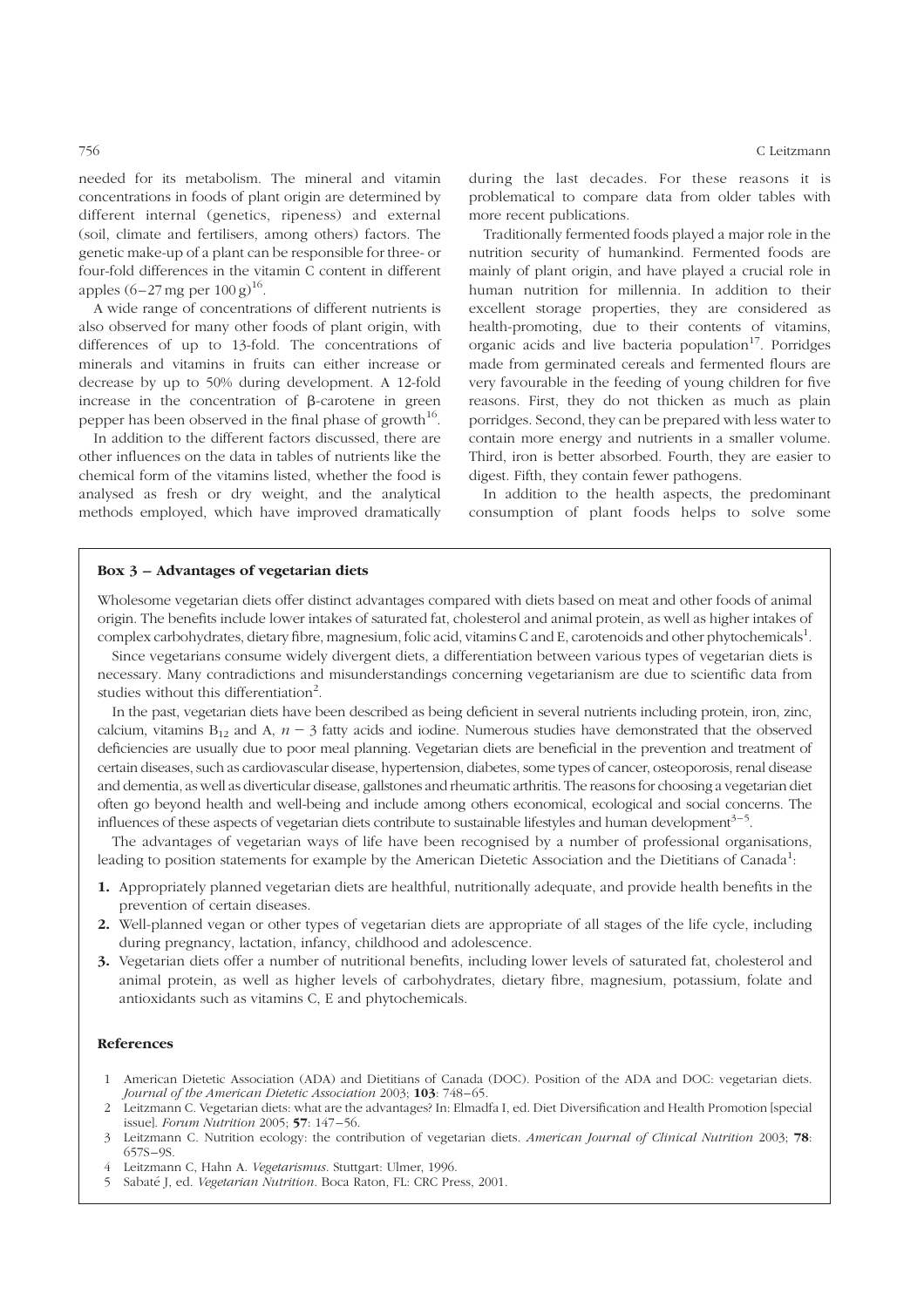needed for its metabolism. The mineral and vitamin concentrations in foods of plant origin are determined by different internal (genetics, ripeness) and external (soil, climate and fertilisers, among others) factors. The genetic make-up of a plant can be responsible for three- or four-fold differences in the vitamin C content in different apples (6–27 mg per 100 g)[16].

A wide range of concentrations of different nutrients is also observed for many other foods of plant origin, with differences of up to 13-fold. The concentrations of minerals and vitamins in fruits can either increase or decrease by up to 50% during development. A 12-fold increase in the concentration of β-carotene in green pepper has been observed in the final phase of growth[16].

In addition to the different factors discussed, there are other influences on the data in tables of nutrients like the chemical form of the vitamins listed, whether the food is analysed as fresh or dry weight, and the analytical methods employed, which have improved dramatically during the last decades. For these reasons it is problematical to compare data from older tables with more recent publications.

Traditionally fermented foods played a major role in the nutrition security of humankind. Fermented foods are mainly of plant origin, and have played a crucial role in human nutrition for millennia. In addition to their excellent storage properties, they are considered as health-promoting, due to their contents of vitamins, organic acids and live bacteria population[17]. Porridges made from germinated cereals and fermented flours are very favourable in the feeding of young children for five reasons. First, they do not thicken as much as plain porridges. Second, they can be prepared with less water to contain more energy and nutrients in a smaller volume. Third, iron is better absorbed. Fourth, they are easier to digest. Fifth, they contain fewer pathogens.

In addition to the health aspects, the predominant consumption of plant foods helps to solve some

**Box 3 – Advantages of vegetarian diets**

Wholesome vegetarian diets offer distinct advantages compared with diets based on meat and other foods of animal origin. The benefits include lower intakes of saturated fat, cholesterol and animal protein, as well as higher intakes of complex carbohydrates, dietary fibre, magnesium, folic acid, vitamins C and E, carotenoids and other phytochemicals[1].

Since vegetarians consume widely divergent diets, a differentiation between various types of vegetarian diets is necessary. Many contradictions and misunderstandings concerning vegetarianism are due to scientific data from studies without this differentiation[2].

In the past, vegetarian diets have been described as being deficient in several nutrients including protein, iron, zinc, calcium, vitamins $B_{12}$ and A, $n-3$ fatty acids and iodine. Numerous studies have demonstrated that the observed deficiencies are usually due to poor meal planning. Vegetarian diets are beneficial in the prevention and treatment of certain diseases, such as cardiovascular disease, hypertension, diabetes, some types of cancer, osteoporosis, renal disease and dementia, as well as diverticular disease, gallstones and rheumatic arthritis. The reasons for choosing a vegetarian diet often go beyond health and well-being and include among others economical, ecological and social concerns. The influences of these aspects of vegetarian diets contribute to sustainable lifestyles and human development[3–5].

The advantages of vegetarian ways of life have been recognised by a number of professional organisations, leading to position statements for example by the American Dietetic Association and the Dietitians of Canada[1]:

1. Appropriately planned vegetarian diets are healthful, nutritionally adequate, and provide health benefits in the prevention of certain diseases.
2. Well-planned vegan or other types of vegetarian diets are appropriate of all stages of the life cycle, including during pregnancy, lactation, infancy, childhood and adolescence.
3. Vegetarian diets offer a number of nutritional benefits, including lower levels of saturated fat, cholesterol and animal protein, as well as higher levels of carbohydrates, dietary fibre, magnesium, potassium, folate and antioxidants such as vitamins C, E and phytochemicals.

**References**

1 American Dietetic Association (ADA) and Dietitians of Canada (DOC). Position of the ADA and DOC: vegetarian diets. *Journal of the American Dietetic Association* 2003; **103**: 748–65.
2 Leitzmann C. Vegetarian diets: what are the advantages? In: Elmadfa I, ed. Diet Diversification and Health Promotion [special issue]. *Forum Nutrition* 2005; **57**: 147–56.
3 Leitzmann C. Nutrition ecology: the contribution of vegetarian diets. *American Journal of Clinical Nutrition* 2003; **78**: 657S–9S.
4 Leitzmann C, Hahn A. *Vegetarismus*. Stuttgart: Ulmer, 1996.
5 Sabaté J, ed. *Vegetarian Nutrition*. Boca Raton, FL: CRC Press, 2001.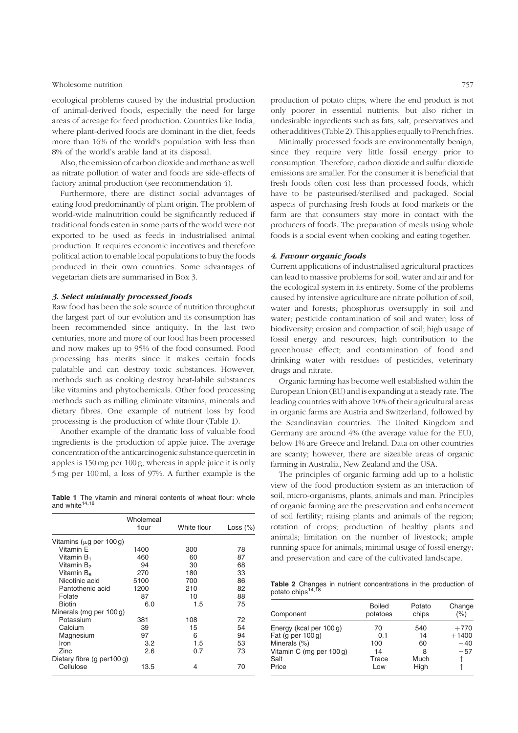ecological problems caused by the industrial production of animal-derived foods, especially the need for large areas of acreage for feed production. Countries like India, where plant-derived foods are dominant in the diet, feeds more than 16% of the world's population with less than 8% of the world's arable land at its disposal.

Also, the emission of carbon dioxide and methane as well as nitrate pollution of water and foods are side-effects of factory animal production (see recommendation 4).

Furthermore, there are distinct social advantages of eating food predominantly of plant origin. The problem of world-wide malnutrition could be significantly reduced if traditional foods eaten in some parts of the world were not exported to be used as feeds in industrialised animal production. It requires economic incentives and therefore political action to enable local populations to buy the foods produced in their own countries. Some advantages of vegetarian diets are summarised in Box 3.

### *3. Select minimally processed foods*

Raw food has been the sole source of nutrition throughout the largest part of our evolution and its consumption has been recommended since antiquity. In the last two centuries, more and more of our food has been processed and now makes up to 95% of the food consumed. Food processing has merits since it makes certain foods palatable and can destroy toxic substances. However, methods such as cooking destroy heat-labile substances like vitamins and phytochemicals. Other food processing methods such as milling eliminate vitamins, minerals and dietary fibres. One example of nutrient loss by food processing is the production of white flour (Table 1).

Another example of the dramatic loss of valuable food ingredients is the production of apple juice. The average concentration of the anticarcinogenic substance quercetin in apples is 150 mg per 100 g, whereas in apple juice it is only 5 mg per 100 ml, a loss of 97%. A further example is the production of potato chips, where the end product is not only poorer in essential nutrients, but also richer in undesirable ingredients such as fats, salt, preservatives and other additives (Table 2). This applies equally to French fries.

**Table 1** The vitamin and mineral contents of wheat flour: whole and white[14,18]

| | Wholemeal flour | White flour | Loss (%) |
|---|---|---|---|
| Vitamins (μg per 100 g) | | | |
| Vitamin E | 1400 | 300 | 78 |
| Vitamin $B_1$ | 460 | 60 | 87 |
| Vitamin $B_2$ | 94 | 30 | 68 |
| Vitamin $B_6$ | 270 | 180 | 33 |
| Nicotinic acid | 5100 | 700 | 86 |
| Pantothenic acid | 1200 | 210 | 82 |
| Folate | 87 | 10 | 88 |
| Biotin | 6.0 | 1.5 | 75 |
| Minerals (mg per 100 g) | | | |
| Potassium | 381 | 108 | 72 |
| Calcium | 39 | 15 | 54 |
| Magnesium | 97 | 6 | 94 |
| Iron | 3.2 | 1.5 | 53 |
| Zinc | 2.6 | 0.7 | 73 |
| Dietary fibre (g per100 g) | | | |
| Cellulose | 13.5 | 4 | 70 |

Minimally processed foods are environmentally benign, since they require very little fossil energy prior to consumption. Therefore, carbon dioxide and sulfur dioxide emissions are smaller. For the consumer it is beneficial that fresh foods often cost less than processed foods, which have to be pasteurised/sterilised and packaged. Social aspects of purchasing fresh foods at food markets or the farm are that consumers stay more in contact with the producers of foods. The preparation of meals using whole foods is a social event when cooking and eating together.

### *4. Favour organic foods*

Current applications of industrialised agricultural practices can lead to massive problems for soil, water and air and for the ecological system in its entirety. Some of the problems caused by intensive agriculture are nitrate pollution of soil, water and forests; phosphorus oversupply in soil and water; pesticide contamination of soil and water; loss of biodiversity; erosion and compaction of soil; high usage of fossil energy and resources; high contribution to the greenhouse effect; and contamination of food and drinking water with residues of pesticides, veterinary drugs and nitrate.

Organic farming has become well established within the European Union (EU) and is expanding at a steady rate. The leading countries with above 10% of their agricultural areas in organic farms are Austria and Switzerland, followed by the Scandinavian countries. The United Kingdom and Germany are around 4% (the average value for the EU), below 1% are Greece and Ireland. Data on other countries are scanty; however, there are sizeable areas of organic farming in Australia, New Zealand and the USA.

The principles of organic farming add up to a holistic view of the food production system as an interaction of soil, micro-organisms, plants, animals and man. Principles of organic farming are the preservation and enhancement of soil fertility; raising plants and animals of the region; rotation of crops; production of healthy plants and animals; limitation on the number of livestock; ample running space for animals; minimal usage of fossil energy; and preservation and care of the cultivated landscape.

**Table 2** Changes in nutrient concentrations in the production of potato chips[14,18]

| Component | Boiled potatoes | Potato chips | Change (%) |
|---|---|---|---|
| Energy (kcal per 100 g) | 70 | 540 | +770 |
| Fat (g per 100 g) | 0.1 | 14 | +1400 |
| Minerals (%) | 100 | 60 | −40 |
| Vitamin C (mg per 100 g) | 14 | 8 | −57 |
| Salt | Trace | Much | ↑ |
| Price | Low | High | ↑ |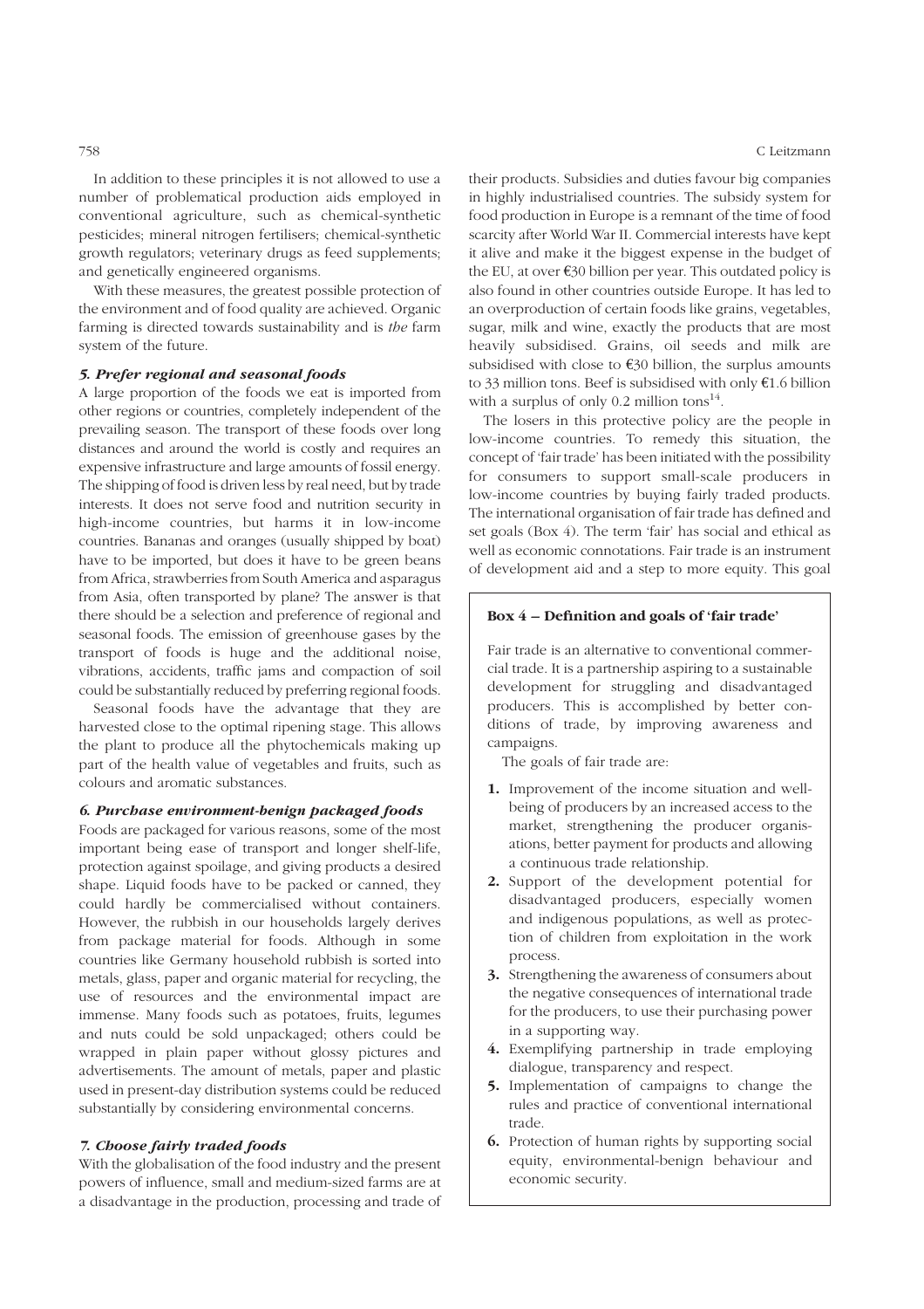In addition to these principles it is not allowed to use a number of problematical production aids employed in conventional agriculture, such as chemical-synthetic pesticides; mineral nitrogen fertilisers; chemical-synthetic growth regulators; veterinary drugs as feed supplements; and genetically engineered organisms.

With these measures, the greatest possible protection of the environment and of food quality are achieved. Organic farming is directed towards sustainability and is *the* farm system of the future.

### *5. Prefer regional and seasonal foods*

A large proportion of the foods we eat is imported from other regions or countries, completely independent of the prevailing season. The transport of these foods over long distances and around the world is costly and requires an expensive infrastructure and large amounts of fossil energy. The shipping of food is driven less by real need, but by trade interests. It does not serve food and nutrition security in high-income countries, but harms it in low-income countries. Bananas and oranges (usually shipped by boat) have to be imported, but does it have to be green beans from Africa, strawberries from South America and asparagus from Asia, often transported by plane? The answer is that there should be a selection and preference of regional and seasonal foods. The emission of greenhouse gases by the transport of foods is huge and the additional noise, vibrations, accidents, traffic jams and compaction of soil could be substantially reduced by preferring regional foods.

Seasonal foods have the advantage that they are harvested close to the optimal ripening stage. This allows the plant to produce all the phytochemicals making up part of the health value of vegetables and fruits, such as colours and aromatic substances.

### *6. Purchase environment-benign packaged foods*

Foods are packaged for various reasons, some of the most important being ease of transport and longer shelf-life, protection against spoilage, and giving products a desired shape. Liquid foods have to be packed or canned, they could hardly be commercialised without containers. However, the rubbish in our households largely derives from package material for foods. Although in some countries like Germany household rubbish is sorted into metals, glass, paper and organic material for recycling, the use of resources and the environmental impact are immense. Many foods such as potatoes, fruits, legumes and nuts could be sold unpackaged; others could be wrapped in plain paper without glossy pictures and advertisements. The amount of metals, paper and plastic used in present-day distribution systems could be reduced substantially by considering environmental concerns.

### *7. Choose fairly traded foods*

With the globalisation of the food industry and the present powers of influence, small and medium-sized farms are at a disadvantage in the production, processing and trade of their products. Subsidies and duties favour big companies in highly industrialised countries. The subsidy system for food production in Europe is a remnant of the time of food scarcity after World War II. Commercial interests have kept it alive and make it the biggest expense in the budget of the EU, at over €30 billion per year. This outdated policy is also found in other countries outside Europe. It has led to an overproduction of certain foods like grains, vegetables, sugar, milk and wine, exactly the products that are most heavily subsidised. Grains, oil seeds and milk are subsidised with close to €30 billion, the surplus amounts to 33 million tons. Beef is subsidised with only €1.6 billion with a surplus of only 0.2 million tons[14].

The losers in this protective policy are the people in low-income countries. To remedy this situation, the concept of 'fair trade' has been initiated with the possibility for consumers to support small-scale producers in low-income countries by buying fairly traded products. The international organisation of fair trade has defined and set goals (Box 4). The term 'fair' has social and ethical as well as economic connotations. Fair trade is an instrument of development aid and a step to more equity. This goal

**Box 4 – Definition and goals of 'fair trade'**

Fair trade is an alternative to conventional commercial trade. It is a partnership aspiring to a sustainable development for struggling and disadvantaged producers. This is accomplished by better conditions of trade, by improving awareness and campaigns.

The goals of fair trade are:

1. Improvement of the income situation and well-being of producers by an increased access to the market, strengthening the producer organisations, better payment for products and allowing a continuous trade relationship.
2. Support of the development potential for disadvantaged producers, especially women and indigenous populations, as well as protection of children from exploitation in the work process.
3. Strengthening the awareness of consumers about the negative consequences of international trade for the producers, to use their purchasing power in a supporting way.
4. Exemplifying partnership in trade employing dialogue, transparency and respect.
5. Implementation of campaigns to change the rules and practice of conventional international trade.
6. Protection of human rights by supporting social equity, environmental-benign behaviour and economic security.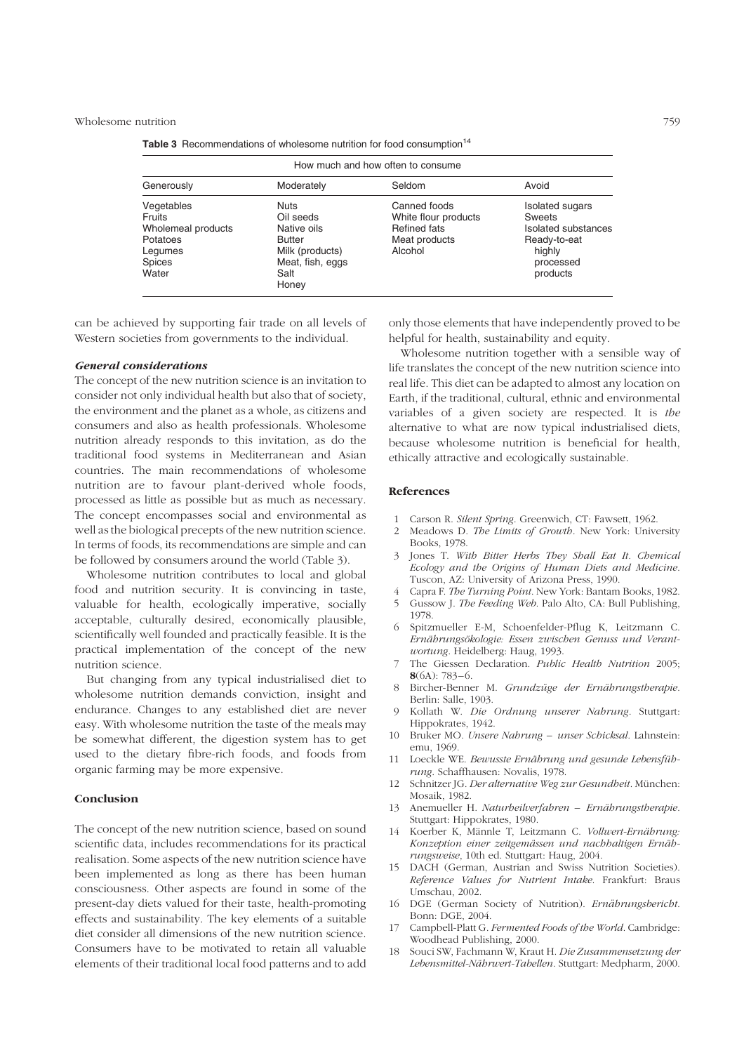**Table 3** Recommendations of wholesome nutrition for food consumption[14]

| How much and how often to consume | | | |
|---|---|---|---|
| Generously | Moderately | Seldom | Avoid |
| Vegetables<br>Fruits<br>Wholemeal products<br>Potatoes<br>Legumes<br>Spices<br>Water | Nuts<br>Oil seeds<br>Native oils<br>Butter<br>Milk (products)<br>Meat, fish, eggs<br>Salt<br>Honey | Canned foods<br>White flour products<br>Refined fats<br>Meat products<br>Alcohol | Isolated sugars<br>Sweets<br>Isolated substances<br>Ready-to-eat highly processed products |

can be achieved by supporting fair trade on all levels of Western societies from governments to the individual.

### *General considerations*

The concept of the new nutrition science is an invitation to consider not only individual health but also that of society, the environment and the planet as a whole, as citizens and consumers and also as health professionals. Wholesome nutrition already responds to this invitation, as do the traditional food systems in Mediterranean and Asian countries. The main recommendations of wholesome nutrition are to favour plant-derived whole foods, processed as little as possible but as much as necessary. The concept encompasses social and environmental as well as the biological precepts of the new nutrition science. In terms of foods, its recommendations are simple and can be followed by consumers around the world (Table 3).

Wholesome nutrition contributes to local and global food and nutrition security. It is convincing in taste, valuable for health, ecologically imperative, socially acceptable, culturally desired, economically plausible, scientifically well founded and practically feasible. It is the practical implementation of the concept of the new nutrition science.

But changing from any typical industrialised diet to wholesome nutrition demands conviction, insight and endurance. Changes to any established diet are never easy. With wholesome nutrition the taste of the meals may be somewhat different, the digestion system has to get used to the dietary fibre-rich foods, and foods from organic farming may be more expensive.

## Conclusion

The concept of the new nutrition science, based on sound scientific data, includes recommendations for its practical realisation. Some aspects of the new nutrition science have been implemented as long as there has been human consciousness. Other aspects are found in some of the present-day diets valued for their taste, health-promoting effects and sustainability. The key elements of a suitable diet consider all dimensions of the new nutrition science. Consumers have to be motivated to retain all valuable elements of their traditional local food patterns and to add only those elements that have independently proved to be helpful for health, sustainability and equity.

Wholesome nutrition together with a sensible way of life translates the concept of the new nutrition science into real life. This diet can be adapted to almost any location on Earth, if the traditional, cultural, ethnic and environmental variables of a given society are respected. It is *the* alternative to what are now typical industrialised diets, because wholesome nutrition is beneficial for health, ethically attractive and ecologically sustainable.

## References

1. Carson R. *Silent Spring*. Greenwich, CT: Fawsett, 1962.
2. Meadows D. *The Limits of Growth*. New York: University Books, 1978.
3. Jones T. *With Bitter Herbs They Shall Eat It. Chemical Ecology and the Origins of Human Diets and Medicine*. Tuscon, AZ: University of Arizona Press, 1990.
4. Capra F. *The Turning Point*. New York: Bantam Books, 1982.
5. Gussow J. *The Feeding Web*. Palo Alto, CA: Bull Publishing, 1978.
6. Spitzmueller E-M, Schoenfelder-Pflug K, Leitzmann C. *Ernährungsökologie: Essen zwischen Genuss und Verantwortung*. Heidelberg: Haug, 1993.
7. The Giessen Declaration. *Public Health Nutrition* 2005; **8**(6A): 783–6.
8. Bircher-Benner M. *Grundzüge der Ernährungstherapie*. Berlin: Salle, 1903.
9. Kollath W. *Die Ordnung unserer Nahrung*. Stuttgart: Hippokrates, 1942.
10. Bruker MO. *Unsere Nahrung – unser Schicksal*. Lahnstein: emu, 1969.
11. Loeckle WE. *Bewusste Ernährung und gesunde Lebensführung*. Schaffhausen: Novalis, 1978.
12. Schnitzer JG. *Der alternative Weg zur Gesundheit*. München: Mosaik, 1982.
13. Anemueller H. *Naturheilverfahren – Ernährungstherapie*. Stuttgart: Hippokrates, 1980.
14. Koerber K, Männle T, Leitzmann C. *Vollwert-Ernährung: Konzeption einer zeitgemässen und nachhaltigen Ernährungsweise*, 10th ed. Stuttgart: Haug, 2004.
15. DACH (German, Austrian and Swiss Nutrition Societies). *Reference Values for Nutrient Intake*. Frankfurt: Braus Umschau, 2002.
16. DGE (German Society of Nutrition). *Ernährungsbericht*. Bonn: DGE, 2004.
17. Campbell-Platt G. *Fermented Foods of the World*. Cambridge: Woodhead Publishing, 2000.
18. Souci SW, Fachmann W, Kraut H. *Die Zusammensetzung der Lebensmittel-Nährwert-Tabellen*. Stuttgart: Medpharm, 2000.